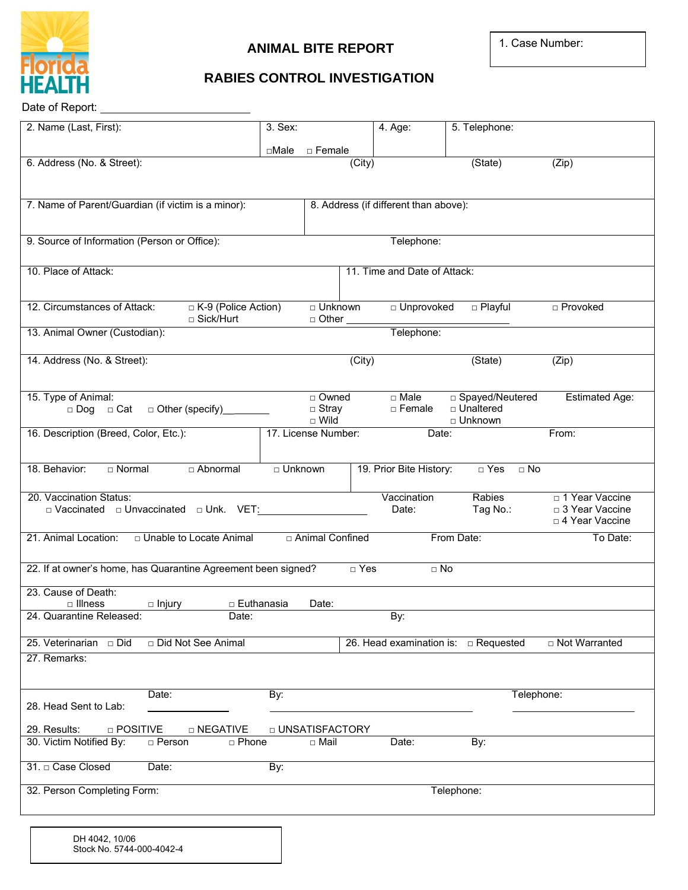# ANIMAL BITE REPORT

## RABIES CONTROL INVESTIGATION

1. Case Number:

Date of Report: ________________________

| 2. Name (Last, First): | 3. Sex: □Male □ Female | 4. Age: | 5. Telephone: |
|---|---|---|---|

6. Address (No. & Street): (City) (State) (Zip)

| 7. Name of Parent/Guardian (if victim is a minor): | 8. Address (if different than above): |
|---|---|

9. Source of Information (Person or Office): Telephone:

| 10. Place of Attack: | 11. Time and Date of Attack: |
|---|---|

12. Circumstances of Attack: □ K-9 (Police Action) □ Sick/Hurt □ Unknown □ Other ______________________ □ Unprovoked □ Playful □ Provoked

13. Animal Owner (Custodian): Telephone:

14. Address (No. & Street): (City) (State) (Zip)

15. Type of Animal: □ Dog □ Cat □ Other (specify)________ | □ Owned □ Stray □ Wild | □ Male □ Female | □ Spayed/Neutered □ Unaltered □ Unknown | Estimated Age:

| 16. Description (Breed, Color, Etc.): | 17. License Number: Date: From: |
|---|---|

| 18. Behavior: □ Normal □ Abnormal □ Unknown | 19. Prior Bite History: □ Yes □ No |
|---|---|

20. Vaccination Status: □ Vaccinated □ Unvaccinated □ Unk. VET:____________________ | Vaccination Date: | Rabies Tag No.: | □ 1 Year Vaccine □ 3 Year Vaccine □ 4 Year Vaccine

21. Animal Location: □ Unable to Locate Animal □ Animal Confined From Date: To Date:

22. If at owner's home, has Quarantine Agreement been signed? □ Yes □ No

23. Cause of Death: □ Illness □ Injury □ Euthanasia Date:

24. Quarantine Released: Date: By:

| 25. Veterinarian □ Did □ Did Not See Animal | 26. Head examination is: □ Requested □ Not Warranted |
|---|---|

27. Remarks:

28. Head Sent to Lab: Date: __________ By: ______________________________ Telephone: ________________

29. Results: □ POSITIVE □ NEGATIVE □ UNSATISFACTORY

30. Victim Notified By: □ Person □ Phone □ Mail Date: By:

31. □ Case Closed Date: By:

32. Person Completing Form: Telephone:

DH 4042, 10/06
Stock No. 5744-000-4042-4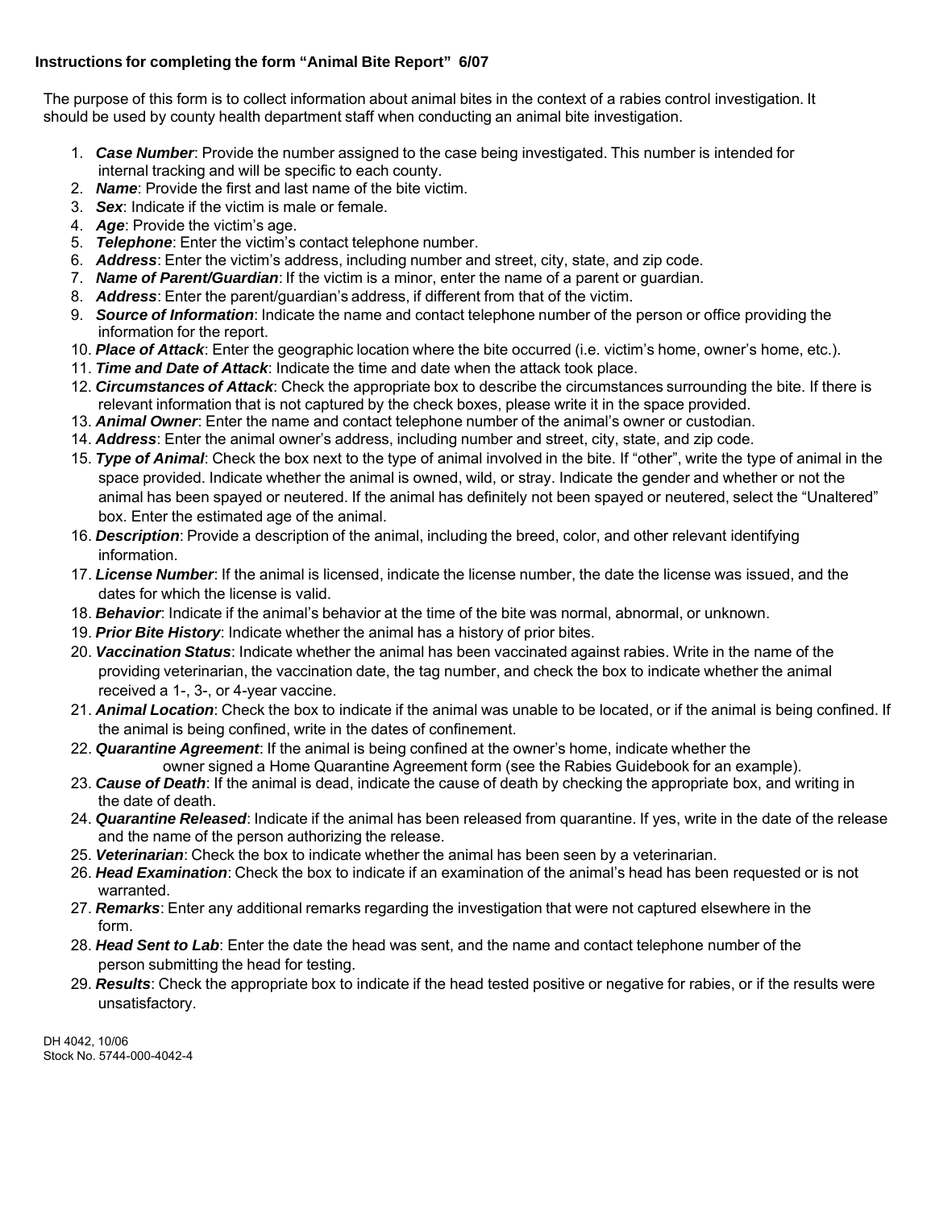**Instructions for completing the form "Animal Bite Report" 6/07**

The purpose of this form is to collect information about animal bites in the context of a rabies control investigation. It should be used by county health department staff when conducting an animal bite investigation.

1. ***Case Number***: Provide the number assigned to the case being investigated. This number is intended for internal tracking and will be specific to each county.
2. ***Name***: Provide the first and last name of the bite victim.
3. ***Sex***: Indicate if the victim is male or female.
4. ***Age***: Provide the victim's age.
5. ***Telephone***: Enter the victim's contact telephone number.
6. ***Address***: Enter the victim's address, including number and street, city, state, and zip code.
7. ***Name of Parent/Guardian***: If the victim is a minor, enter the name of a parent or guardian.
8. ***Address***: Enter the parent/guardian's address, if different from that of the victim.
9. ***Source of Information***: Indicate the name and contact telephone number of the person or office providing the information for the report.
10. ***Place of Attack***: Enter the geographic location where the bite occurred (i.e. victim's home, owner's home, etc.).
11. ***Time and Date of Attack***: Indicate the time and date when the attack took place.
12. ***Circumstances of Attack***: Check the appropriate box to describe the circumstances surrounding the bite. If there is relevant information that is not captured by the check boxes, please write it in the space provided.
13. ***Animal Owner***: Enter the name and contact telephone number of the animal's owner or custodian.
14. ***Address***: Enter the animal owner's address, including number and street, city, state, and zip code.
15. ***Type of Animal***: Check the box next to the type of animal involved in the bite. If "other", write the type of animal in the space provided. Indicate whether the animal is owned, wild, or stray. Indicate the gender and whether or not the animal has been spayed or neutered. If the animal has definitely not been spayed or neutered, select the "Unaltered" box. Enter the estimated age of the animal.
16. ***Description***: Provide a description of the animal, including the breed, color, and other relevant identifying information.
17. ***License Number***: If the animal is licensed, indicate the license number, the date the license was issued, and the dates for which the license is valid.
18. ***Behavior***: Indicate if the animal's behavior at the time of the bite was normal, abnormal, or unknown.
19. ***Prior Bite History***: Indicate whether the animal has a history of prior bites.
20. ***Vaccination Status***: Indicate whether the animal has been vaccinated against rabies. Write in the name of the providing veterinarian, the vaccination date, the tag number, and check the box to indicate whether the animal received a 1-, 3-, or 4-year vaccine.
21. ***Animal Location***: Check the box to indicate if the animal was unable to be located, or if the animal is being confined. If the animal is being confined, write in the dates of confinement.
22. ***Quarantine Agreement***: If the animal is being confined at the owner's home, indicate whether the owner signed a Home Quarantine Agreement form (see the Rabies Guidebook for an example).
23. ***Cause of Death***: If the animal is dead, indicate the cause of death by checking the appropriate box, and writing in the date of death.
24. ***Quarantine Released***: Indicate if the animal has been released from quarantine. If yes, write in the date of the release and the name of the person authorizing the release.
25. ***Veterinarian***: Check the box to indicate whether the animal has been seen by a veterinarian.
26. ***Head Examination***: Check the box to indicate if an examination of the animal's head has been requested or is not warranted.
27. ***Remarks***: Enter any additional remarks regarding the investigation that were not captured elsewhere in the form.
28. ***Head Sent to Lab***: Enter the date the head was sent, and the name and contact telephone number of the person submitting the head for testing.
29. ***Results***: Check the appropriate box to indicate if the head tested positive or negative for rabies, or if the results were unsatisfactory.

DH 4042, 10/06
Stock No. 5744-000-4042-4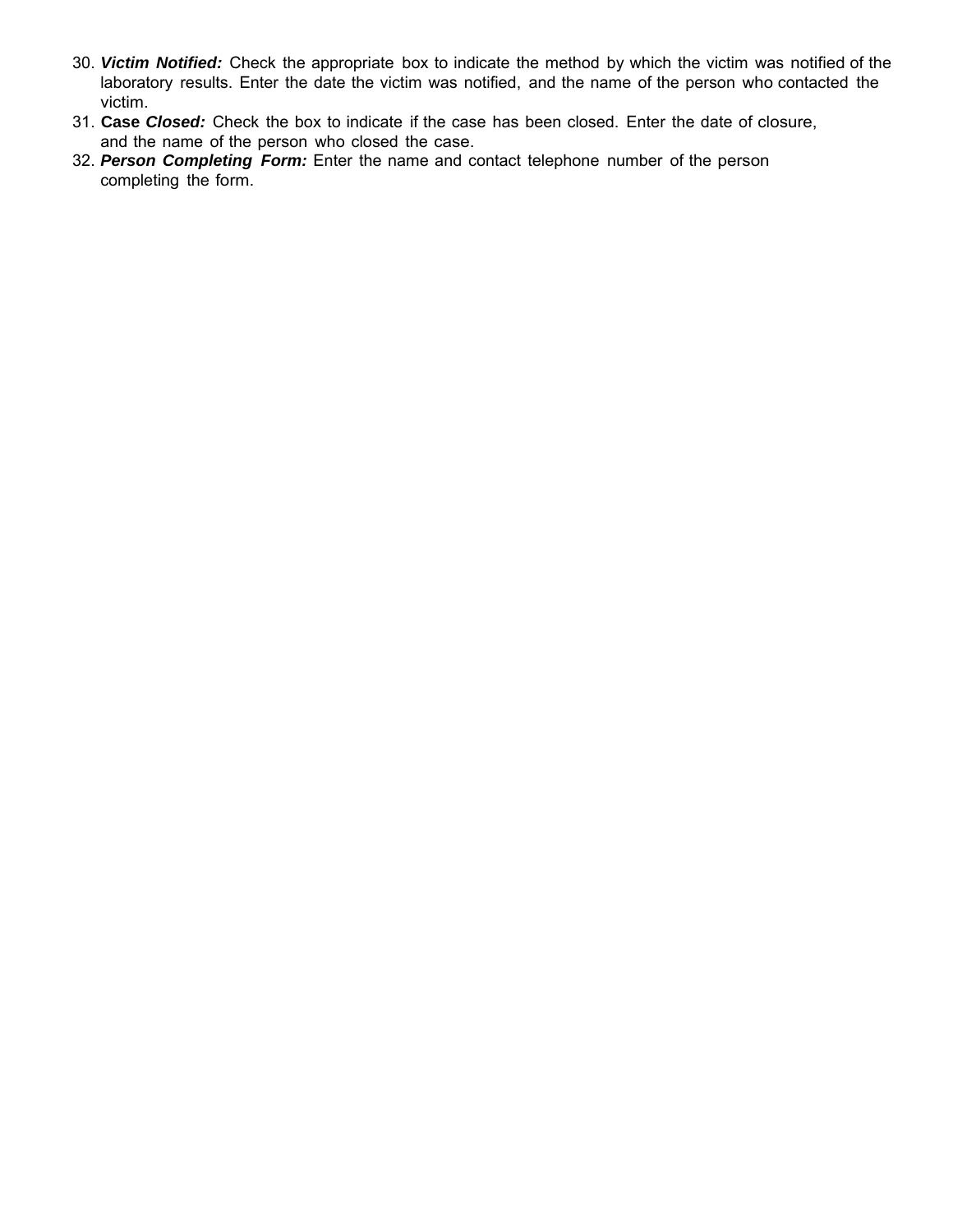30. ***Victim Notified:*** Check the appropriate box to indicate the method by which the victim was notified of the laboratory results. Enter the date the victim was notified, and the name of the person who contacted the victim.
31. **Case *Closed:*** Check the box to indicate if the case has been closed. Enter the date of closure, and the name of the person who closed the case.
32. ***Person Completing Form:*** Enter the name and contact telephone number of the person completing the form.